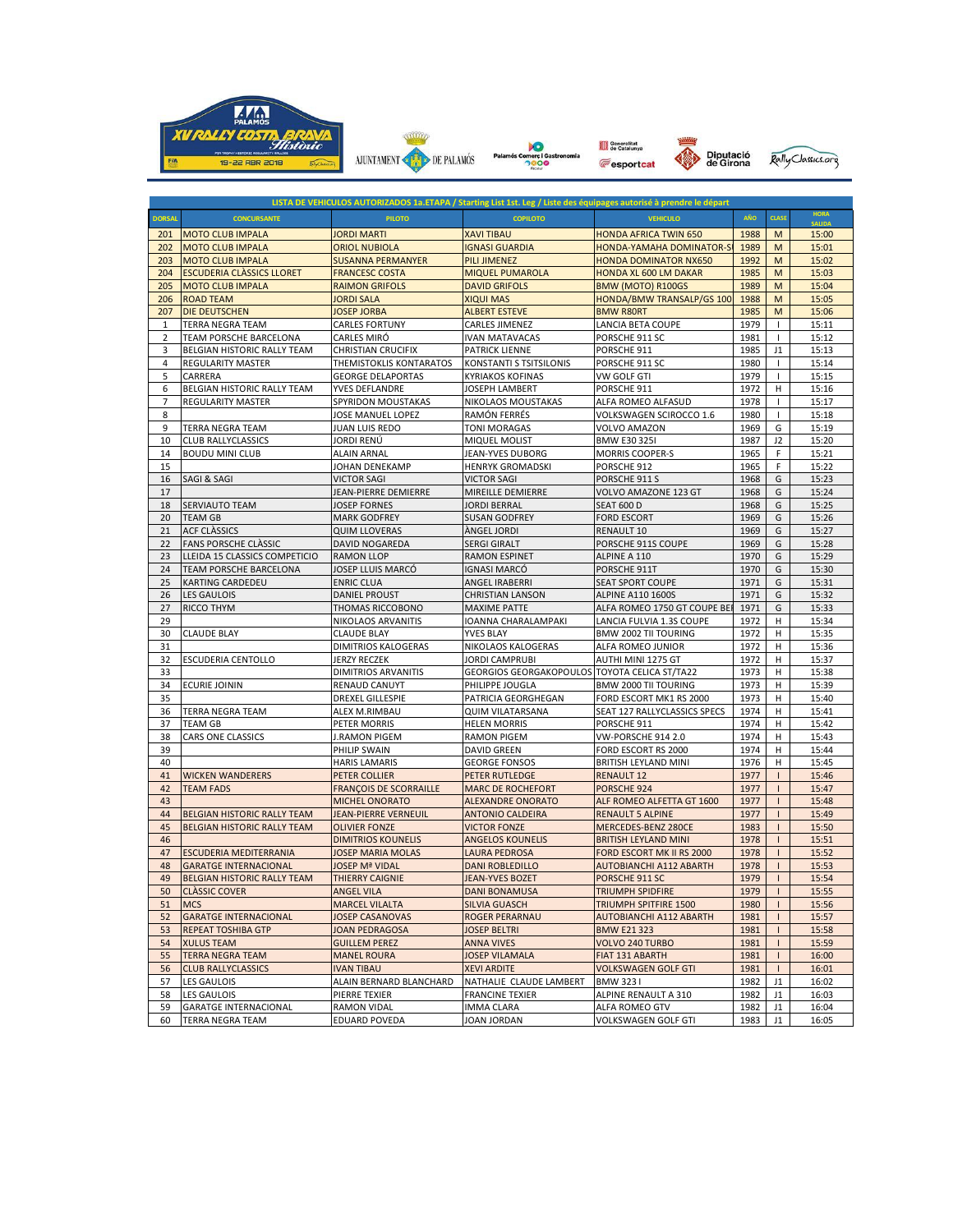LISTA DE VEHICULOS AUTORIZADOS 1a.ETAPA / Starting List 1st. Leg / Liste des équipages autorisé à prendre le départ

| DORSAL | CONCURSANTE | PILOTO | COPILOTO | VEHICULO | AÑO | CLASE | HORA SALIDA |
|---|---|---|---|---|---|---|---|
| 201 | MOTO CLUB IMPALA | JORDI MARTI | XAVI TIBAU | HONDA AFRICA TWIN 650 | 1988 | M | 15:00 |
| 202 | MOTO CLUB IMPALA | ORIOL NUBIOLA | IGNASI GUARDIA | HONDA-YAMAHA DOMINATOR-S | 1989 | M | 15:01 |
| 203 | MOTO CLUB IMPALA | SUSANNA PERMANYER | PILI JIMENEZ | HONDA DOMINATOR NX650 | 1992 | M | 15:02 |
| 204 | ESCUDERIA CLÀSSICS LLORET | FRANCESC COSTA | MIQUEL PUMAROLA | HONDA XL 600 LM DAKAR | 1985 | M | 15:03 |
| 205 | MOTO CLUB IMPALA | RAIMON GRIFOLS | DAVID GRIFOLS | BMW (MOTO) R100GS | 1989 | M | 15:04 |
| 206 | ROAD TEAM | JORDI SALA | XIQUI MAS | HONDA/BMW TRANSALP/GS 100 | 1988 | M | 15:05 |
| 207 | DIE DEUTSCHEN | JOSEP JORBA | ALBERT ESTEVE | BMW R80RT | 1985 | M | 15:06 |
| 1 | TERRA NEGRA TEAM | CARLES FORTUNY | CARLES JIMENEZ | LANCIA BETA COUPE | 1979 | I | 15:11 |
| 2 | TEAM PORSCHE BARCELONA | CARLES MIRÓ | IVAN MATAVACAS | PORSCHE 911 SC | 1981 | I | 15:12 |
| 3 | BELGIAN HISTORIC RALLY TEAM | CHRISTIAN CRUCIFIX | PATRICK LIENNE | PORSCHE 911 | 1985 | J1 | 15:13 |
| 4 | REGULARITY MASTER | THEMISTOKLIS KONTARATOS | KONSTANTI S TSITSILONIS | PORSCHE 911 SC | 1980 | I | 15:14 |
| 5 | CARRERA | GEORGE DELAPORTAS | KYRIAKOS KOFINAS | VW GOLF GTI | 1979 | I | 15:15 |
| 6 | BELGIAN HISTORIC RALLY TEAM | YVES DEFLANDRE | JOSEPH LAMBERT | PORSCHE 911 | 1972 | H | 15:16 |
| 7 | REGULARITY MASTER | SPYRIDON MOUSTAKAS | NIKOLAOS MOUSTAKAS | ALFA ROMEO ALFASUD | 1978 | I | 15:17 |
| 8 | | JOSE MANUEL LOPEZ | RAMÓN FERRÉS | VOLKSWAGEN SCIROCCO 1.6 | 1980 | I | 15:18 |
| 9 | TERRA NEGRA TEAM | JUAN LUIS REDO | TONI MORAGAS | VOLVO AMAZON | 1969 | G | 15:19 |
| 10 | CLUB RALLYCLASSICS | JORDI RENÚ | MIQUEL MOLIST | BMW E30 325I | 1987 | J2 | 15:20 |
| 14 | BOUDU MINI CLUB | ALAIN ARNAL | JEAN-YVES DUBORG | MORRIS COOPER-S | 1965 | F | 15:21 |
| 15 | | JOHAN DENEKAMP | HENRYK GROMADSKI | PORSCHE 912 | 1965 | F | 15:22 |
| 16 | SAGI & SAGI | VICTOR SAGI | VICTOR SAGI | PORSCHE 911 S | 1968 | G | 15:23 |
| 17 | | JEAN-PIERRE DEMIERRE | MIREILLE DEMIERRE | VOLVO AMAZONE 123 GT | 1968 | G | 15:24 |
| 18 | SERVIAUTO TEAM | JOSEP FORNES | JORDI BERRAL | SEAT 600 D | 1968 | G | 15:25 |
| 20 | TEAM GB | MARK GODFREY | SUSAN GODFREY | FORD ESCORT | 1969 | G | 15:26 |
| 21 | ACF CLÀSSICS | QUIM LLOVERAS | ÀNGEL JORDI | RENAULT 10 | 1969 | G | 15:27 |
| 22 | FANS PORSCHE CLÀSSIC | DAVID NOGAREDA | SERGI GIRALT | PORSCHE 911S COUPE | 1969 | G | 15:28 |
| 23 | LLEIDA 15 CLASSICS COMPETICIO | RAMON LLOP | RAMON ESPINET | ALPINE A 110 | 1970 | G | 15:29 |
| 24 | TEAM PORSCHE BARCELONA | JOSEP LLUIS MARCÓ | IGNASI MARCÓ | PORSCHE 911T | 1970 | G | 15:30 |
| 25 | KARTING CARDEDEU | ENRIC CLUA | ANGEL IRABERRI | SEAT SPORT COUPE | 1971 | G | 15:31 |
| 26 | LES GAULOIS | DANIEL PROUST | CHRISTIAN LANSON | ALPINE A110 1600S | 1971 | G | 15:32 |
| 27 | RICCO THYM | THOMAS RICCOBONO | MAXIME PATTE | ALFA ROMEO 1750 GT COUPE BE | 1971 | G | 15:33 |
| 29 | | NIKOLAOS ARVANITIS | IOANNA CHARALAMPAKI | LANCIA FULVIA 1.3S COUPE | 1972 | H | 15:34 |
| 30 | CLAUDE BLAY | CLAUDE BLAY | YVES BLAY | BMW 2002 TII TOURING | 1972 | H | 15:35 |
| 31 | | DIMITRIOS KALOGERAS | NIKOLAOS KALOGERAS | ALFA ROMEO JUNIOR | 1972 | H | 15:36 |
| 32 | ESCUDERIA CENTOLLO | JERZY RECZEK | JORDI CAMPRUBI | AUTHI MINI 1275 GT | 1972 | H | 15:37 |
| 33 | | DIMITRIOS ARVANITIS | GEORGIOS GEORGAKOPOULOS | TOYOTA CELICA ST/TA22 | 1973 | H | 15:38 |
| 34 | ECURIE JOININ | RENAUD CANUYT | PHILIPPE JOUGLA | BMW 2000 TII TOURING | 1973 | H | 15:39 |
| 35 | | DREXEL GILLESPIE | PATRICIA GEORGHEGAN | FORD ESCORT MK1 RS 2000 | 1973 | H | 15:40 |
| 36 | TERRA NEGRA TEAM | ALEX M.RIMBAU | QUIM VILATARSANA | SEAT 127 RALLYCLASSICS SPECS | 1974 | H | 15:41 |
| 37 | TEAM GB | PETER MORRIS | HELEN MORRIS | PORSCHE 911 | 1974 | H | 15:42 |
| 38 | CARS ONE CLASSICS | J.RAMON PIGEM | RAMON PIGEM | VW-PORSCHE 914 2.0 | 1974 | H | 15:43 |
| 39 | | PHILIP SWAIN | DAVID GREEN | FORD ESCORT RS 2000 | 1974 | H | 15:44 |
| 40 | | HARIS LAMARIS | GEORGE FONSOS | BRITISH LEYLAND MINI | 1976 | H | 15:45 |
| 41 | WICKEN WANDERERS | PETER COLLIER | PETER RUTLEDGE | RENAULT 12 | 1977 | I | 15:46 |
| 42 | TEAM FADS | FRANÇOIS DE SCORRAILLE | MARC DE ROCHEFORT | PORSCHE 924 | 1977 | I | 15:47 |
| 43 | | MICHEL ONORATO | ALEXANDRE ONORATO | ALF ROMEO ALFETTA GT 1600 | 1977 | I | 15:48 |
| 44 | BELGIAN HISTORIC RALLY TEAM | JEAN-PIERRE VERNEUIL | ANTONIO CALDEIRA | RENAULT 5 ALPINE | 1977 | I | 15:49 |
| 45 | BELGIAN HISTORIC RALLY TEAM | OLIVIER FONZE | VICTOR FONZE | MERCEDES-BENZ 280CE | 1983 | I | 15:50 |
| 46 | | DIMITRIOS KOUNELIS | ANGELOS KOUNELIS | BRITISH LEYLAND MINI | 1978 | I | 15:51 |
| 47 | ESCUDERIA MEDITERRANIA | JOSEP MARIA MOLAS | LAURA PEDROSA | FORD ESCORT MK II RS 2000 | 1978 | I | 15:52 |
| 48 | GARATGE INTERNACIONAL | JOSEP Mª VIDAL | DANI ROBLEDILLO | AUTOBIANCHI A112 ABARTH | 1978 | I | 15:53 |
| 49 | BELGIAN HISTORIC RALLY TEAM | THIERRY CAIGNIE | JEAN-YVES BOZET | PORSCHE 911 SC | 1979 | I | 15:54 |
| 50 | CLÀSSIC COVER | ANGEL VILA | DANI BONAMUSA | TRIUMPH SPIDFIRE | 1979 | I | 15:55 |
| 51 | MCS | MARCEL VILALTA | SILVIA GUASCH | TRIUMPH SPITFIRE 1500 | 1980 | I | 15:56 |
| 52 | GARATGE INTERNACIONAL | JOSEP CASANOVAS | ROGER PERARNAU | AUTOBIANCHI A112 ABARTH | 1981 | I | 15:57 |
| 53 | REPEAT TOSHIBA GTP | JOAN PEDRAGOSA | JOSEP BELTRI | BMW E21 323 | 1981 | I | 15:58 |
| 54 | XULUS TEAM | GUILLEM PEREZ | ANNA VIVES | VOLVO 240 TURBO | 1981 | I | 15:59 |
| 55 | TERRA NEGRA TEAM | MANEL ROURA | JOSEP VILAMALA | FIAT 131 ABARTH | 1981 | I | 16:00 |
| 56 | CLUB RALLYCLASSICS | IVAN TIBAU | XEVI ARDITE | VOLKSWAGEN GOLF GTI | 1981 | I | 16:01 |
| 57 | LES GAULOIS | ALAIN BERNARD BLANCHARD | NATHALIE CLAUDE LAMBERT | BMW 323 I | 1982 | J1 | 16:02 |
| 58 | LES GAULOIS | PIERRE TEXIER | FRANCINE TEXIER | ALPINE RENAULT A 310 | 1982 | J1 | 16:03 |
| 59 | GARATGE INTERNACIONAL | RAMON VIDAL | IMMA CLARA | ALFA ROMEO GTV | 1982 | J1 | 16:04 |
| 60 | TERRA NEGRA TEAM | EDUARD POVEDA | JOAN JORDAN | VOLKSWAGEN GOLF GTI | 1983 | J1 | 16:05 |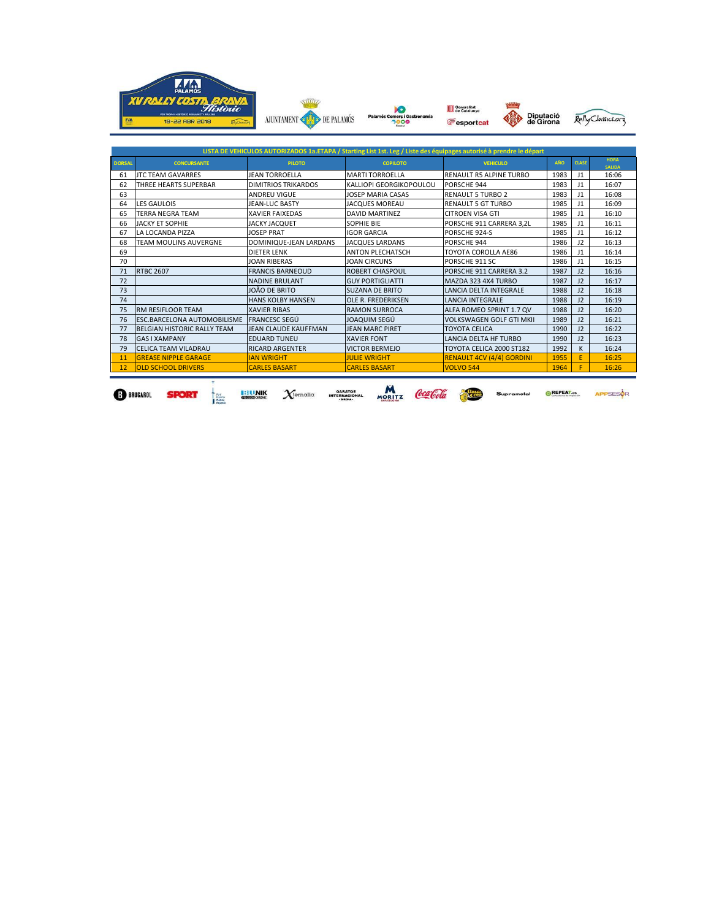| LISTA DE VEHICULOS AUTORIZADOS 1a.ETAPA / Starting List 1st. Leg / Liste des équipages autorisé à prendre le départ | | | | | | | |
|---|---|---|---|---|---|---|---|
| DORSAL | CONCURSANTE | PILOTO | COPILOTO | VEHICULO | AÑO | CLASE | HORA SALIDA |
| 61 | JTC TEAM GAVARRES | JEAN TORROELLA | MARTI TORROELLA | RENAULT R5 ALPINE TURBO | 1983 | J1 | 16:06 |
| 62 | THREE HEARTS SUPERBAR | DIMITRIOS TRIKARDOS | KALLIOPI GEORGIKOPOULOU | PORSCHE 944 | 1983 | J1 | 16:07 |
| 63 | | ANDREU VIGUE | JOSEP MARIA CASAS | RENAULT 5 TURBO 2 | 1983 | J1 | 16:08 |
| 64 | LES GAULOIS | JEAN-LUC BASTY | JACQUES MOREAU | RENAULT 5 GT TURBO | 1985 | J1 | 16:09 |
| 65 | TERRA NEGRA TEAM | XAVIER FAIXEDAS | DAVID MARTINEZ | CITROEN VISA GTI | 1985 | J1 | 16:10 |
| 66 | JACKY ET SOPHIE | JACKY JACQUET | SOPHIE BIE | PORSCHE 911 CARRERA 3,2L | 1985 | J1 | 16:11 |
| 67 | LA LOCANDA PIZZA | JOSEP PRAT | IGOR GARCIA | PORSCHE 924-S | 1985 | J1 | 16:12 |
| 68 | TEAM MOULINS AUVERGNE | DOMINIQUE-JEAN LARDANS | JACQUES LARDANS | PORSCHE 944 | 1986 | J2 | 16:13 |
| 69 | | DIETER LENK | ANTON PLECHATSCH | TOYOTA COROLLA AE86 | 1986 | J1 | 16:14 |
| 70 | | JOAN RIBERAS | JOAN CIRCUNS | PORSCHE 911 SC | 1986 | J1 | 16:15 |
| 71 | RTBC 2607 | FRANCIS BARNEOUD | ROBERT CHASPOUL | PORSCHE 911 CARRERA 3.2 | 1987 | J2 | 16:16 |
| 72 | | NADINE BRULANT | GUY PORTIGLIATTI | MAZDA 323 4X4 TURBO | 1987 | J2 | 16:17 |
| 73 | | JOÃO DE BRITO | SUZANA DE BRITO | LANCIA DELTA INTEGRALE | 1988 | J2 | 16:18 |
| 74 | | HANS KOLBY HANSEN | OLE R. FREDERIKSEN | LANCIA INTEGRALE | 1988 | J2 | 16:19 |
| 75 | RM RESIFLOOR TEAM | XAVIER RIBAS | RAMON SURROCA | ALFA ROMEO SPRINT 1.7 QV | 1988 | J2 | 16:20 |
| 76 | ESC.BARCELONA AUTOMOBILISME | FRANCESC SEGÚ | JOAQUIM SEGÚ | VOLKSWAGEN GOLF GTI MKII | 1989 | J2 | 16:21 |
| 77 | BELGIAN HISTORIC RALLY TEAM | JEAN CLAUDE KAUFFMAN | JEAN MARC PIRET | TOYOTA CELICA | 1990 | J2 | 16:22 |
| 78 | GAS I XAMPANY | EDUARD TUNEU | XAVIER FONT | LANCIA DELTA HF TURBO | 1990 | J2 | 16:23 |
| 79 | CELICA TEAM VILADRAU | RICARD ARGENTER | VICTOR BERMEJO | TOYOTA CELICA 2000 ST182 | 1992 | K | 16:24 |
| 11 | GREASE NIPPLE GARAGE | IAN WRIGHT | JULIE WRIGHT | RENAULT 4CV (4/4) GORDINI | 1955 | E | 16:25 |
| 12 | OLD SCHOOL DRIVERS | CARLES BASART | CARLES BASART | VOLVO 544 | 1964 | F | 16:26 |